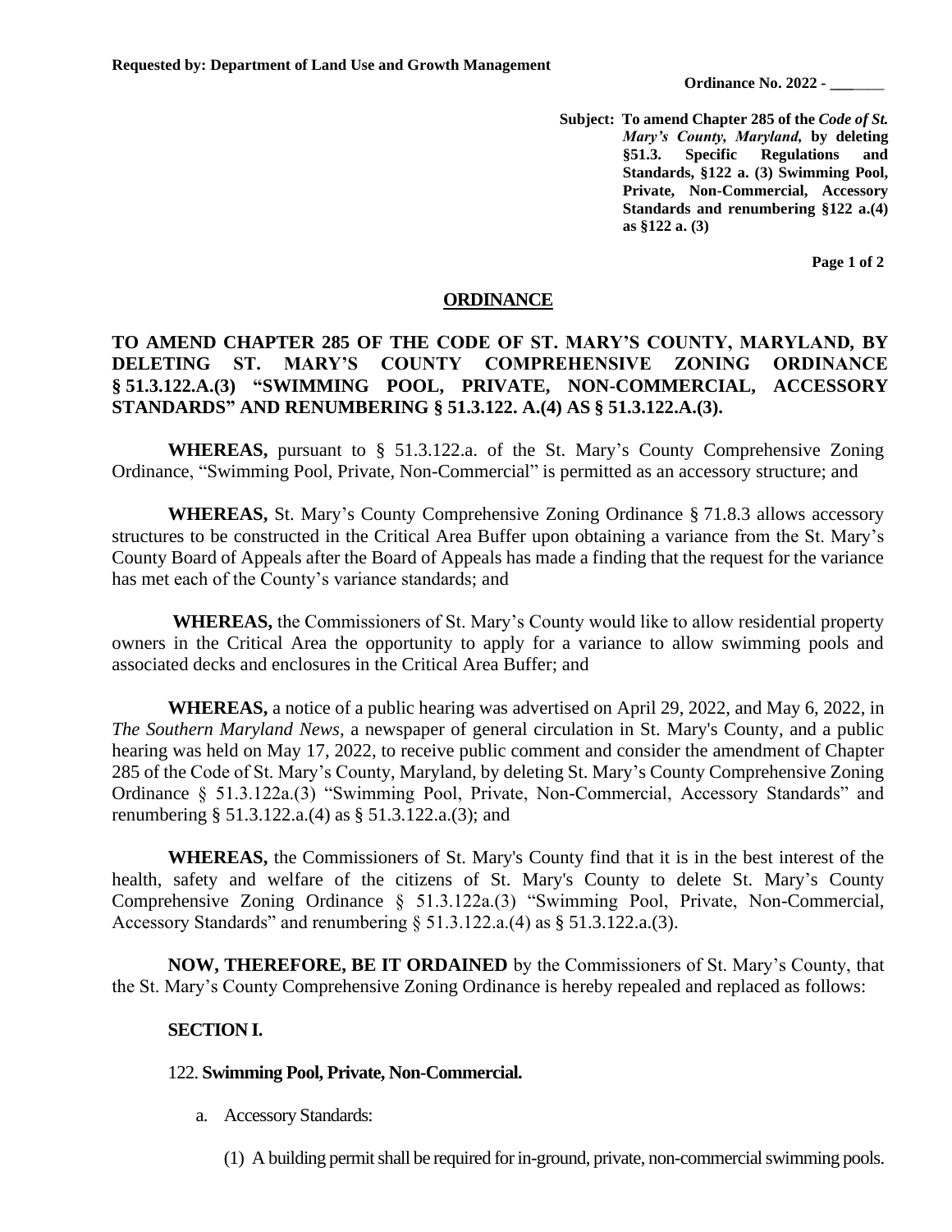**Requested by: Department of Land Use and Growth Management**

**Ordinance No. 2022 - \_\_\_\_\_\_\_**

**Subject: To amend Chapter 285 of the *Code of St. Mary's County, Maryland,* by deleting §51.3. Specific Regulations and Standards, §122 a. (3) Swimming Pool, Private, Non-Commercial, Accessory Standards and renumbering §122 a.(4) as §122 a. (3)**

## ORDINANCE

**TO AMEND CHAPTER 285 OF THE CODE OF ST. MARY'S COUNTY, MARYLAND, BY DELETING ST. MARY'S COUNTY COMPREHENSIVE ZONING ORDINANCE § 51.3.122.A.(3) "SWIMMING POOL, PRIVATE, NON-COMMERCIAL, ACCESSORY STANDARDS" AND RENUMBERING § 51.3.122. A.(4) AS § 51.3.122.A.(3).**

**WHEREAS,** pursuant to § 51.3.122.a. of the St. Mary's County Comprehensive Zoning Ordinance, "Swimming Pool, Private, Non-Commercial" is permitted as an accessory structure; and

**WHEREAS,** St. Mary's County Comprehensive Zoning Ordinance § 71.8.3 allows accessory structures to be constructed in the Critical Area Buffer upon obtaining a variance from the St. Mary's County Board of Appeals after the Board of Appeals has made a finding that the request for the variance has met each of the County's variance standards; and

**WHEREAS,** the Commissioners of St. Mary's County would like to allow residential property owners in the Critical Area the opportunity to apply for a variance to allow swimming pools and associated decks and enclosures in the Critical Area Buffer; and

**WHEREAS,** a notice of a public hearing was advertised on April 29, 2022, and May 6, 2022, in *The Southern Maryland News*, a newspaper of general circulation in St. Mary's County, and a public hearing was held on May 17, 2022, to receive public comment and consider the amendment of Chapter 285 of the Code of St. Mary's County, Maryland, by deleting St. Mary's County Comprehensive Zoning Ordinance § 51.3.122a.(3) "Swimming Pool, Private, Non-Commercial, Accessory Standards" and renumbering § 51.3.122.a.(4) as § 51.3.122.a.(3); and

**WHEREAS,** the Commissioners of St. Mary's County find that it is in the best interest of the health, safety and welfare of the citizens of St. Mary's County to delete St. Mary's County Comprehensive Zoning Ordinance § 51.3.122a.(3) "Swimming Pool, Private, Non-Commercial, Accessory Standards" and renumbering § 51.3.122.a.(4) as § 51.3.122.a.(3).

**NOW, THEREFORE, BE IT ORDAINED** by the Commissioners of St. Mary's County, that the St. Mary's County Comprehensive Zoning Ordinance is hereby repealed and replaced as follows:

**SECTION I.**

122. **Swimming Pool, Private, Non-Commercial.**

a. Accessory Standards:

(1) A building permit shall be required for in-ground, private, non-commercial swimming pools.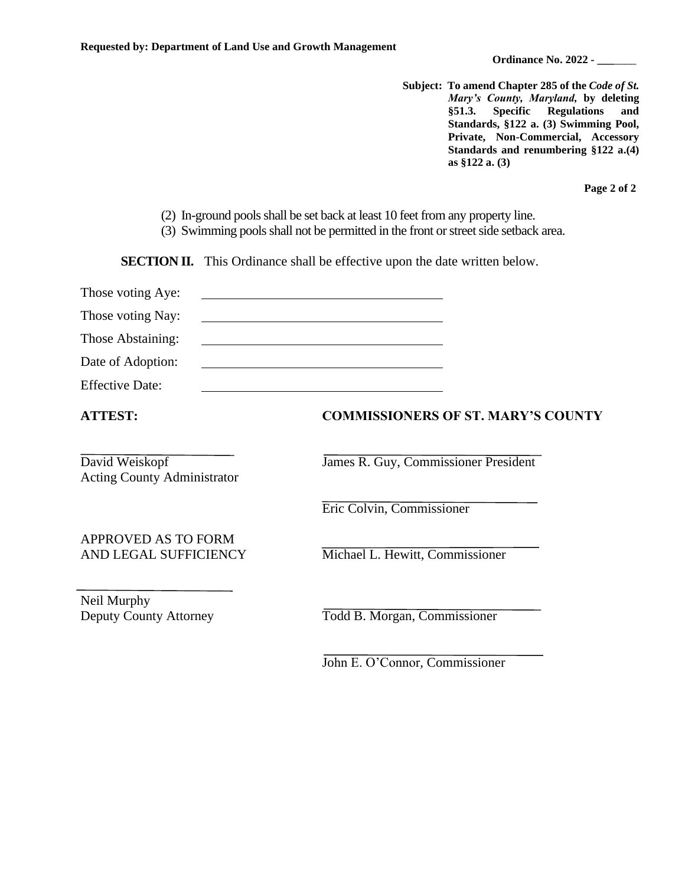(2) In-ground pools shall be set back at least 10 feet from any property line.
(3) Swimming pools shall not be permitted in the front or street side setback area.

**SECTION II.** This Ordinance shall be effective upon the date written below.

Those voting Aye: ______________________

Those voting Nay: ______________________

Those Abstaining: ______________________

Date of Adoption: ______________________

Effective Date: ______________________

**ATTEST:**

______________________
David Weiskopf
Acting County Administrator

APPROVED AS TO FORM
AND LEGAL SUFFICIENCY

______________________
Neil Murphy
Deputy County Attorney

**COMMISSIONERS OF ST. MARY'S COUNTY**

______________________
James R. Guy, Commissioner President

______________________
Eric Colvin, Commissioner

______________________
Michael L. Hewitt, Commissioner

______________________
Todd B. Morgan, Commissioner

______________________
John E. O'Connor, Commissioner